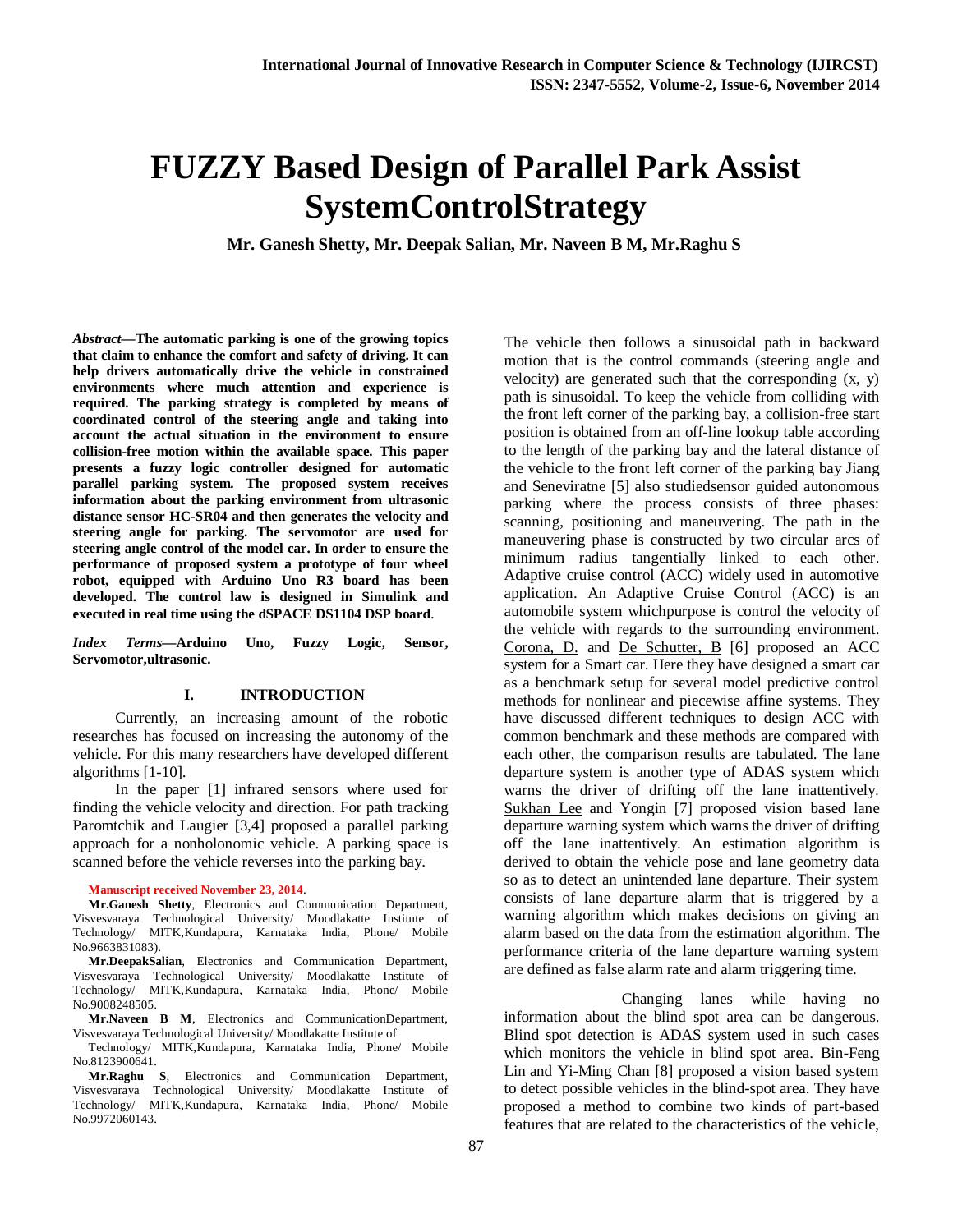# FUZZY Based Design of Parallel Park Assist SystemControlStrategy

**Mr. Ganesh Shetty, Mr. Deepak Salian, Mr. Naveen B M, Mr.Raghu S**

***Abstract*—The automatic parking is one of the growing topics that claim to enhance the comfort and safety of driving. It can help drivers automatically drive the vehicle in constrained environments where much attention and experience is required. The parking strategy is completed by means of coordinated control of the steering angle and taking into account the actual situation in the environment to ensure collision-free motion within the available space. This paper presents a fuzzy logic controller designed for automatic parallel parking system. The proposed system receives information about the parking environment from ultrasonic distance sensor HC-SR04 and then generates the velocity and steering angle for parking. The servomotor are used for steering angle control of the model car. In order to ensure the performance of proposed system a prototype of four wheel robot, equipped with Arduino Uno R3 board has been developed. The control law is designed in Simulink and executed in real time using the dSPACE DS1104 DSP board**.

***Index Terms*—Arduino Uno, Fuzzy Logic, Sensor, Servomotor,ultrasonic.**

## I. INTRODUCTION

Currently, an increasing amount of the robotic researches has focused on increasing the autonomy of the vehicle. For this many researchers have developed different algorithms [1-10].

In the paper [1] infrared sensors where used for finding the vehicle velocity and direction. For path tracking Paromtchik and Laugier [3,4] proposed a parallel parking approach for a nonholonomic vehicle. A parking space is scanned before the vehicle reverses into the parking bay. The vehicle then follows a sinusoidal path in backward motion that is the control commands (steering angle and velocity) are generated such that the corresponding (x, y) path is sinusoidal. To keep the vehicle from colliding with the front left corner of the parking bay, a collision-free start position is obtained from an off-line lookup table according to the length of the parking bay and the lateral distance of the vehicle to the front left corner of the parking bay Jiang and Seneviratne [5] also studiedsensor guided autonomous parking where the process consists of three phases: scanning, positioning and maneuvering. The path in the maneuvering phase is constructed by two circular arcs of minimum radius tangentially linked to each other. Adaptive cruise control (ACC) widely used in automotive application. An Adaptive Cruise Control (ACC) is an automobile system whichpurpose is control the velocity of the vehicle with regards to the surrounding environment. Corona, D. and De Schutter, B [6] proposed an ACC system for a Smart car. Here they have designed a smart car as a benchmark setup for several model predictive control methods for nonlinear and piecewise affine systems. They have discussed different techniques to design ACC with common benchmark and these methods are compared with each other, the comparison results are tabulated. The lane departure system is another type of ADAS system which warns the driver of drifting off the lane inattentively. Sukhan Lee and Yongin [7] proposed vision based lane departure warning system which warns the driver of drifting off the lane inattentively. An estimation algorithm is derived to obtain the vehicle pose and lane geometry data so as to detect an unintended lane departure. Their system consists of lane departure alarm that is triggered by a warning algorithm which makes decisions on giving an alarm based on the data from the estimation algorithm. The performance criteria of the lane departure warning system are defined as false alarm rate and alarm triggering time.

Changing lanes while having no information about the blind spot area can be dangerous. Blind spot detection is ADAS system used in such cases which monitors the vehicle in blind spot area. Bin-Feng Lin and Yi-Ming Chan [8] proposed a vision based system to detect possible vehicles in the blind-spot area. They have proposed a method to combine two kinds of part-based features that are related to the characteristics of the vehicle,

**Manuscript received November 23, 2014**.

**Mr.Ganesh Shetty**, Electronics and Communication Department, Visvesvaraya Technological University/ Moodlakatte Institute of Technology/ MITK,Kundapura, Karnataka India, Phone/ Mobile No.9663831083).

**Mr.DeepakSalian**, Electronics and Communication Department, Visvesvaraya Technological University/ Moodlakatte Institute of Technology/ MITK,Kundapura, Karnataka India, Phone/ Mobile No.9008248505.

**Mr.Naveen B M**, Electronics and CommunicationDepartment, Visvesvaraya Technological University/ Moodlakatte Institute of Technology/ MITK,Kundapura, Karnataka India, Phone/ Mobile No.8123900641.

**Mr.Raghu S**, Electronics and Communication Department, Visvesvaraya Technological University/ Moodlakatte Institute of Technology/ MITK,Kundapura, Karnataka India, Phone/ Mobile No.9972060143.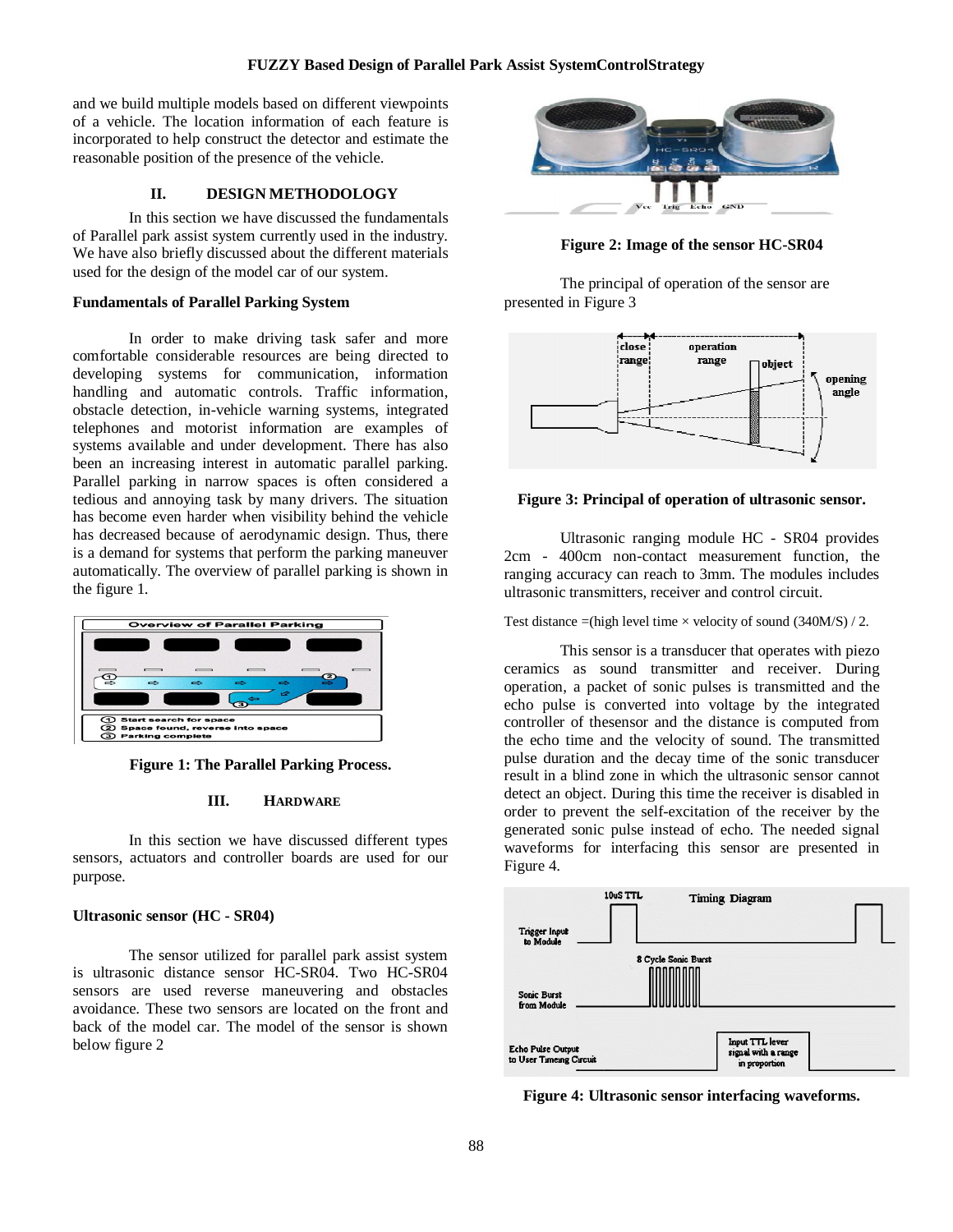and we build multiple models based on different viewpoints of a vehicle. The location information of each feature is incorporated to help construct the detector and estimate the reasonable position of the presence of the vehicle.

## II. DESIGN METHODOLOGY

In this section we have discussed the fundamentals of Parallel park assist system currently used in the industry. We have also briefly discussed about the different materials used for the design of the model car of our system.

### Fundamentals of Parallel Parking System

In order to make driving task safer and more comfortable considerable resources are being directed to developing systems for communication, information handling and automatic controls. Traffic information, obstacle detection, in-vehicle warning systems, integrated telephones and motorist information are examples of systems available and under development. There has also been an increasing interest in automatic parallel parking. Parallel parking in narrow spaces is often considered a tedious and annoying task by many drivers. The situation has become even harder when visibility behind the vehicle has decreased because of aerodynamic design. Thus, there is a demand for systems that perform the parking maneuver automatically. The overview of parallel parking is shown in the figure 1.

**Figure 1: The Parallel Parking Process.**

## III. HARDWARE

In this section we have discussed different types sensors, actuators and controller boards are used for our purpose.

### Ultrasonic sensor (HC - SR04)

The sensor utilized for parallel park assist system is ultrasonic distance sensor HC-SR04. Two HC-SR04 sensors are used reverse maneuvering and obstacles avoidance. These two sensors are located on the front and back of the model car. The model of the sensor is shown below figure 2

**Figure 2: Image of the sensor HC-SR04**

The principal of operation of the sensor are presented in Figure 3

**Figure 3: Principal of operation of ultrasonic sensor.**

Ultrasonic ranging module HC - SR04 provides 2cm - 400cm non-contact measurement function, the ranging accuracy can reach to 3mm. The modules includes ultrasonic transmitters, receiver and control circuit.

Test distance =(high level time × velocity of sound (340M/S) / 2.

This sensor is a transducer that operates with piezo ceramics as sound transmitter and receiver. During operation, a packet of sonic pulses is transmitted and the echo pulse is converted into voltage by the integrated controller of thesensor and the distance is computed from the echo time and the velocity of sound. The transmitted pulse duration and the decay time of the sonic transducer result in a blind zone in which the ultrasonic sensor cannot detect an object. During this time the receiver is disabled in order to prevent the self-excitation of the receiver by the generated sonic pulse instead of echo. The needed signal waveforms for interfacing this sensor are presented in Figure 4.

**Figure 4: Ultrasonic sensor interfacing waveforms.**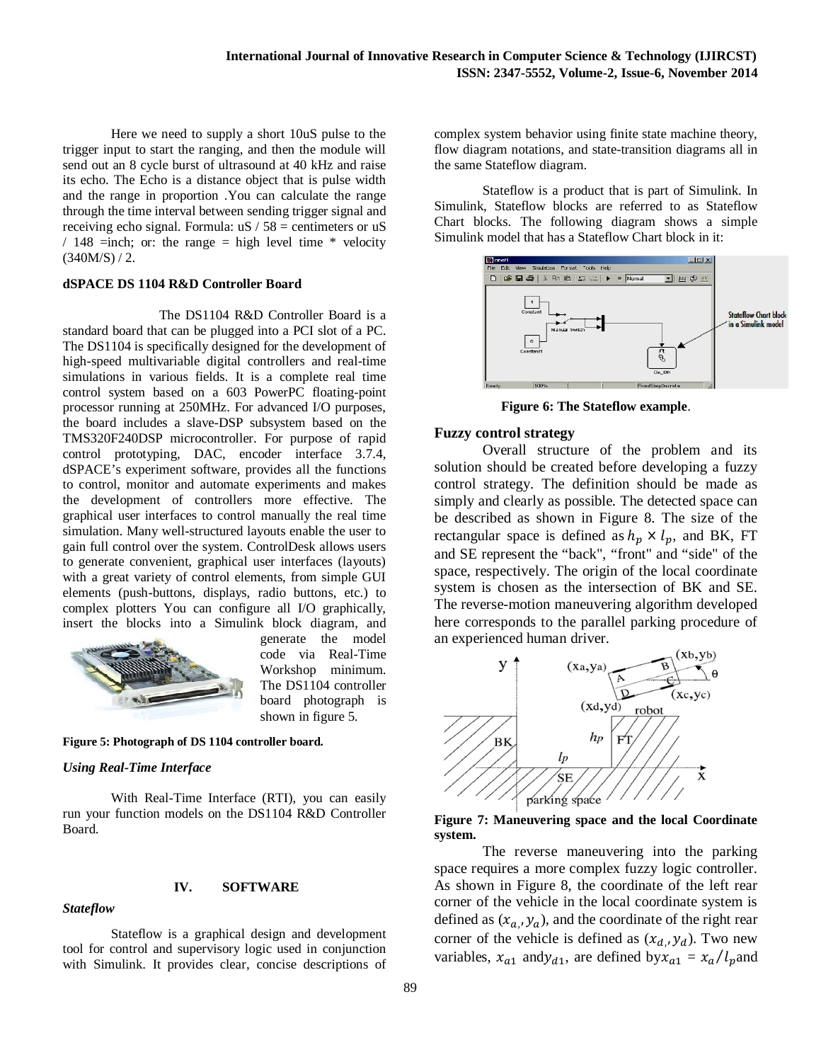Here we need to supply a short 10uS pulse to the trigger input to start the ranging, and then the module will send out an 8 cycle burst of ultrasound at 40 kHz and raise its echo. The Echo is a distance object that is pulse width and the range in proportion .You can calculate the range through the time interval between sending trigger signal and receiving echo signal. Formula: uS / 58 = centimeters or uS / 148 =inch; or: the range = high level time * velocity (340M/S) / 2.

**dSPACE DS 1104 R&D Controller Board**

The DS1104 R&D Controller Board is a standard board that can be plugged into a PCI slot of a PC. The DS1104 is specifically designed for the development of high-speed multivariable digital controllers and real-time simulations in various fields. It is a complete real time control system based on a 603 PowerPC floating-point processor running at 250MHz. For advanced I/O purposes, the board includes a slave-DSP subsystem based on the TMS320F240DSP microcontroller. For purpose of rapid control prototyping, DAC, encoder interface 3.7.4, dSPACE's experiment software, provides all the functions to control, monitor and automate experiments and makes the development of controllers more effective. The graphical user interfaces to control manually the real time simulation. Many well-structured layouts enable the user to gain full control over the system. ControlDesk allows users to generate convenient, graphical user interfaces (layouts) with a great variety of control elements, from simple GUI elements (push-buttons, displays, radio buttons, etc.) to complex plotters You can configure all I/O graphically, insert the blocks into a Simulink block diagram, and generate the model code via Real-Time Workshop minimum. The DS1104 controller board photograph is shown in figure 5.

**Figure 5: Photograph of DS 1104 controller board.**

***Using Real-Time Interface***

With Real-Time Interface (RTI), you can easily run your function models on the DS1104 R&D Controller Board.

## IV. SOFTWARE

***Stateflow***

Stateflow is a graphical design and development tool for control and supervisory logic used in conjunction with Simulink. It provides clear, concise descriptions of complex system behavior using finite state machine theory, flow diagram notations, and state-transition diagrams all in the same Stateflow diagram.

Stateflow is a product that is part of Simulink. In Simulink, Stateflow blocks are referred to as Stateflow Chart blocks. The following diagram shows a simple Simulink model that has a Stateflow Chart block in it:

**Figure 6: The Stateflow example**.

**Fuzzy control strategy**

Overall structure of the problem and its solution should be created before developing a fuzzy control strategy. The definition should be made as simply and clearly as possible. The detected space can be described as shown in Figure 8. The size of the rectangular space is defined as $h_p \times l_p$, and BK, FT and SE represent the "back", "front" and "side" of the space, respectively. The origin of the local coordinate system is chosen as the intersection of BK and SE. The reverse-motion maneuvering algorithm developed here corresponds to the parallel parking procedure of an experienced human driver.

**Figure 7: Maneuvering space and the local Coordinate system.**

The reverse maneuvering into the parking space requires a more complex fuzzy logic controller. As shown in Figure 8, the coordinate of the left rear corner of the vehicle in the local coordinate system is defined as $(x_a, y_a)$, and the coordinate of the right rear corner of the vehicle is defined as $(x_d, y_d)$. Two new variables, $x_{a1}$ and $y_{d1}$, are defined by $x_{a1} = x_a / l_p$ and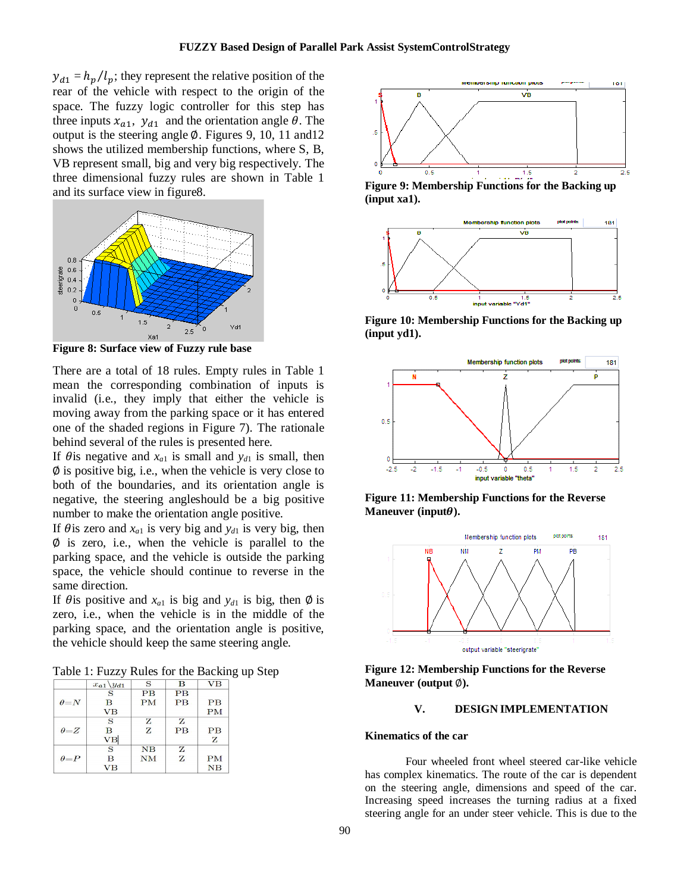$y_{d1} = h_p/l_p$; they represent the relative position of the rear of the vehicle with respect to the origin of the space. The fuzzy logic controller for this step has three inputs $x_{a1}$, $y_{d1}$ and the orientation angle $\theta$. The output is the steering angle $\emptyset$. Figures 9, 10, 11 and12 shows the utilized membership functions, where S, B, VB represent small, big and very big respectively. The three dimensional fuzzy rules are shown in Table 1 and its surface view in figure8.

**Figure 8: Surface view of Fuzzy rule base**

There are a total of 18 rules. Empty rules in Table 1 mean the corresponding combination of inputs is invalid (i.e., they imply that either the vehicle is moving away from the parking space or it has entered one of the shaded regions in Figure 7). The rationale behind several of the rules is presented here.

If $\theta$is negative and $x_{a1}$ is small and $y_{d1}$ is small, then $\emptyset$ is positive big, i.e., when the vehicle is very close to both of the boundaries, and its orientation angle is negative, the steering angleshould be a big positive number to make the orientation angle positive.

If $\theta$is zero and $x_{a1}$ is very big and $y_{d1}$ is very big, then $\emptyset$ is zero, i.e., when the vehicle is parallel to the parking space, and the vehicle is outside the parking space, the vehicle should continue to reverse in the same direction.

If $\theta$is positive and $x_{a1}$ is big and $y_{d1}$ is big, then $\emptyset$ is zero, i.e., when the vehicle is in the middle of the parking space, and the orientation angle is positive, the vehicle should keep the same steering angle.

Table 1: Fuzzy Rules for the Backing up Step

| | $x_{a1}\backslash y_{d1}$ | S | B | VB |
|---|---|---|---|---|
| $\theta=N$ | S | PB | PB | |
| | B | PM | PB | PB |
| | VB | | | PM |
| $\theta=Z$ | S | Z | Z | |
| | B | Z | PB | PB |
| | VB | | | Z |
| $\theta=P$ | S | NB | Z | |
| | B | NM | Z | PM |
| | VB | | | NB |

**Figure 9: Membership Functions for the Backing up (input xa1).**

**Figure 10: Membership Functions for the Backing up (input yd1).**

**Figure 11: Membership Functions for the Reverse Maneuver (input$\theta$).**

**Figure 12: Membership Functions for the Reverse Maneuver (output $\emptyset$).**

## V. DESIGN IMPLEMENTATION

### Kinematics of the car

Four wheeled front wheel steered car-like vehicle has complex kinematics. The route of the car is dependent on the steering angle, dimensions and speed of the car. Increasing speed increases the turning radius at a fixed steering angle for an under steer vehicle. This is due to the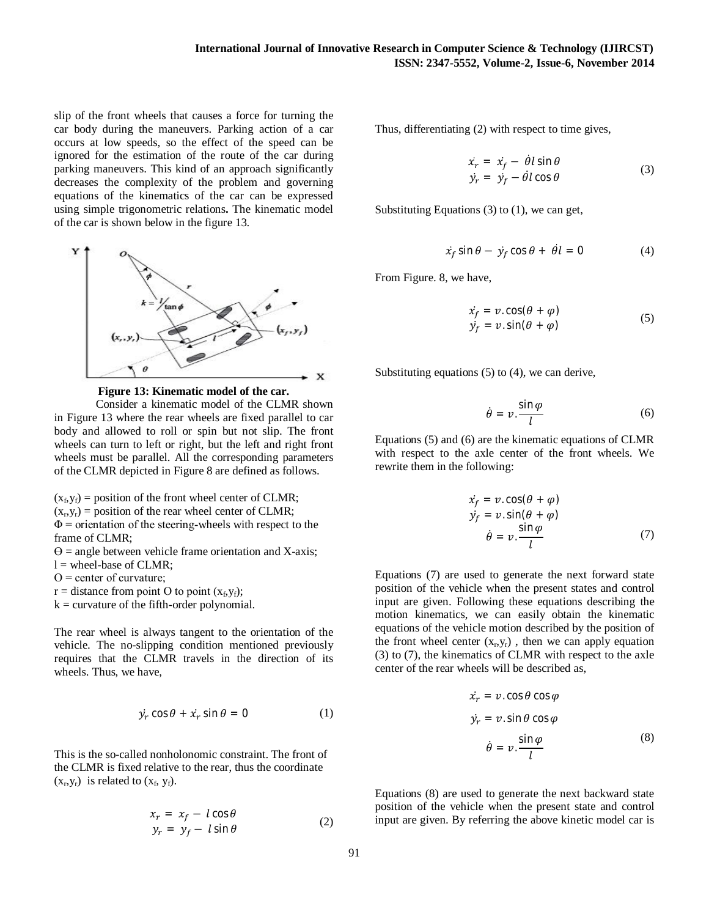slip of the front wheels that causes a force for turning the car body during the maneuvers. Parking action of a car occurs at low speeds, so the effect of the speed can be ignored for the estimation of the route of the car during parking maneuvers. This kind of an approach significantly decreases the complexity of the problem and governing equations of the kinematics of the car can be expressed using simple trigonometric relations**.** The kinematic model of the car is shown below in the figure 13.

**Figure 13: Kinematic model of the car.**

Consider a kinematic model of the CLMR shown in Figure 13 where the rear wheels are fixed parallel to car body and allowed to roll or spin but not slip. The front wheels can turn to left or right, but the left and right front wheels must be parallel. All the corresponding parameters of the CLMR depicted in Figure 8 are defined as follows.

$(x_f, y_f)$ = position of the front wheel center of CLMR;
$(x_r, y_r)$ = position of the rear wheel center of CLMR;
$\Phi$ = orientation of the steering-wheels with respect to the frame of CLMR;
$\Theta$ = angle between vehicle frame orientation and X-axis;
l = wheel-base of CLMR;
O = center of curvature;
r = distance from point O to point $(x_f, y_f)$;
k = curvature of the fifth-order polynomial.

The rear wheel is always tangent to the orientation of the vehicle. The no-slipping condition mentioned previously requires that the CLMR travels in the direction of its wheels. Thus, we have,

$$\dot{y_r}\cos\theta + \dot{x_r}\sin\theta = 0 \tag{1}$$

This is the so-called nonholonomic constraint. The front of the CLMR is fixed relative to the rear, thus the coordinate $(x_r, y_r)$ is related to $(x_f, y_f)$.

$$\begin{aligned} x_r &= x_f - l\cos\theta \\ y_r &= y_f - l\sin\theta \end{aligned} \tag{2}$$

Thus, differentiating (2) with respect to time gives,

$$\begin{aligned} \dot{x_r} &= \dot{x_f} - \dot{\theta} l \sin\theta \\ \dot{y_r} &= \dot{y_f} - \dot{\theta} l \cos\theta \end{aligned} \tag{3}$$

Substituting Equations (3) to (1), we can get,

$$\dot{x_f}\sin\theta - \dot{y_f}\cos\theta + \dot{\theta} l = 0 \tag{4}$$

From Figure. 8, we have,

$$\begin{aligned} \dot{x_f} &= v.\cos(\theta + \varphi) \\ \dot{y_f} &= v.\sin(\theta + \varphi) \end{aligned} \tag{5}$$

Substituting equations (5) to (4), we can derive,

$$\dot{\theta} = v.\frac{\sin\varphi}{l} \tag{6}$$

Equations (5) and (6) are the kinematic equations of CLMR with respect to the axle center of the front wheels. We rewrite them in the following:

$$\begin{aligned} \dot{x_f} &= v.\cos(\theta + \varphi) \\ \dot{y_f} &= v.\sin(\theta + \varphi) \\ \dot{\theta} &= v.\frac{\sin\varphi}{l} \end{aligned} \tag{7}$$

Equations (7) are used to generate the next forward state position of the vehicle when the present states and control input are given. Following these equations describing the motion kinematics, we can easily obtain the kinematic equations of the vehicle motion described by the position of the front wheel center $(x_r, y_r)$ , then we can apply equation (3) to (7), the kinematics of CLMR with respect to the axle center of the rear wheels will be described as,

$$\begin{aligned} \dot{x_r} &= v.\cos\theta\cos\varphi \\ \dot{y_r} &= v.\sin\theta\cos\varphi \\ \dot{\theta} &= v.\frac{\sin\varphi}{l} \end{aligned} \tag{8}$$

Equations (8) are used to generate the next backward state position of the vehicle when the present state and control input are given. By referring the above kinetic model car is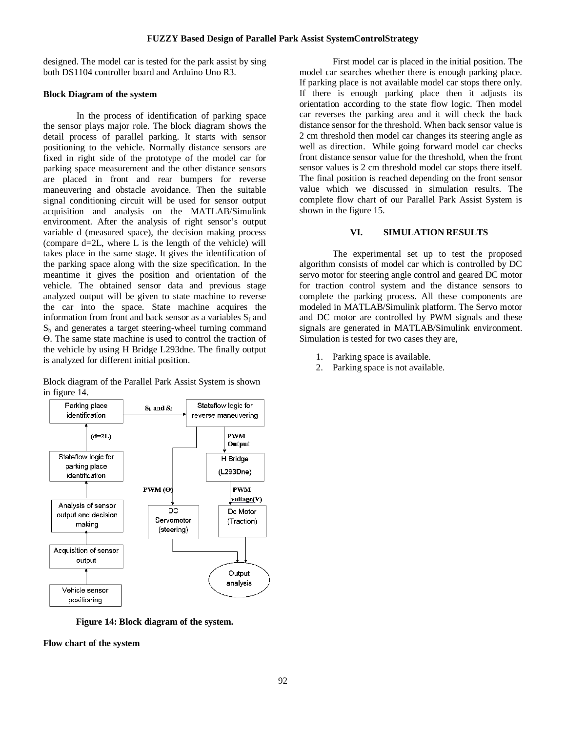designed. The model car is tested for the park assist by sing both DS1104 controller board and Arduino Uno R3.

**Block Diagram of the system**

In the process of identification of parking space the sensor plays major role. The block diagram shows the detail process of parallel parking. It starts with sensor positioning to the vehicle. Normally distance sensors are fixed in right side of the prototype of the model car for parking space measurement and the other distance sensors are placed in front and rear bumpers for reverse maneuvering and obstacle avoidance. Then the suitable signal conditioning circuit will be used for sensor output acquisition and analysis on the MATLAB/Simulink environment. After the analysis of right sensor's output variable d (measured space), the decision making process (compare d=2L, where L is the length of the vehicle) will takes place in the same stage. It gives the identification of the parking space along with the size specification. In the meantime it gives the position and orientation of the vehicle. The obtained sensor data and previous stage analyzed output will be given to state machine to reverse the car into the space. State machine acquires the information from front and back sensor as a variables $S_f$ and $S_b$ and generates a target steering-wheel turning command ϴ. The same state machine is used to control the traction of the vehicle by using H Bridge L293dne. The finally output is analyzed for different initial position.

Block diagram of the Parallel Park Assist System is shown in figure 14.

**Figure 14: Block diagram of the system.**

**Flow chart of the system**

First model car is placed in the initial position. The model car searches whether there is enough parking place. If parking place is not available model car stops there only. If there is enough parking place then it adjusts its orientation according to the state flow logic. Then model car reverses the parking area and it will check the back distance sensor for the threshold. When back sensor value is 2 cm threshold then model car changes its steering angle as well as direction. While going forward model car checks front distance sensor value for the threshold, when the front sensor values is 2 cm threshold model car stops there itself. The final position is reached depending on the front sensor value which we discussed in simulation results. The complete flow chart of our Parallel Park Assist System is shown in the figure 15.

## VI. SIMULATION RESULTS

The experimental set up to test the proposed algorithm consists of model car which is controlled by DC servo motor for steering angle control and geared DC motor for traction control system and the distance sensors to complete the parking process. All these components are modeled in MATLAB/Simulink platform. The Servo motor and DC motor are controlled by PWM signals and these signals are generated in MATLAB/Simulink environment. Simulation is tested for two cases they are,

1. Parking space is available.
2. Parking space is not available.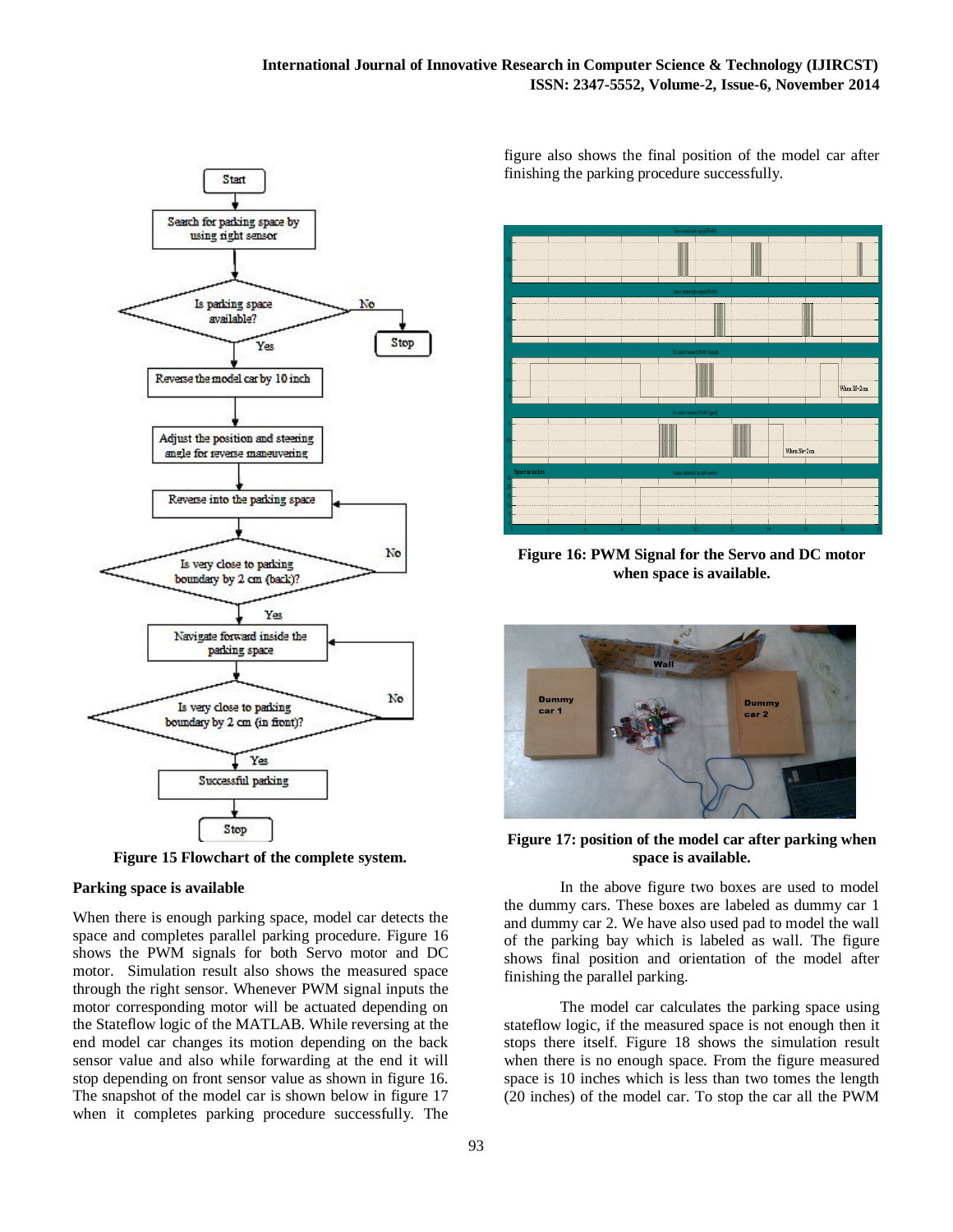Figure 15 Flowchart of the complete system.

**Parking space is available**

When there is enough parking space, model car detects the space and completes parallel parking procedure. Figure 16 shows the PWM signals for both Servo motor and DC motor. Simulation result also shows the measured space through the right sensor. Whenever PWM signal inputs the motor corresponding motor will be actuated depending on the Stateflow logic of the MATLAB. While reversing at the end model car changes its motion depending on the back sensor value and also while forwarding at the end it will stop depending on front sensor value as shown in figure 16. The snapshot of the model car is shown below in figure 17 when it completes parking procedure successfully. The figure also shows the final position of the model car after finishing the parking procedure successfully.

**Figure 16: PWM Signal for the Servo and DC motor when space is available.**

**Figure 17: position of the model car after parking when space is available.**

In the above figure two boxes are used to model the dummy cars. These boxes are labeled as dummy car 1 and dummy car 2. We have also used pad to model the wall of the parking bay which is labeled as wall. The figure shows final position and orientation of the model after finishing the parallel parking.

The model car calculates the parking space using stateflow logic, if the measured space is not enough then it stops there itself. Figure 18 shows the simulation result when there is no enough space. From the figure measured space is 10 inches which is less than two tomes the length (20 inches) of the model car. To stop the car all the PWM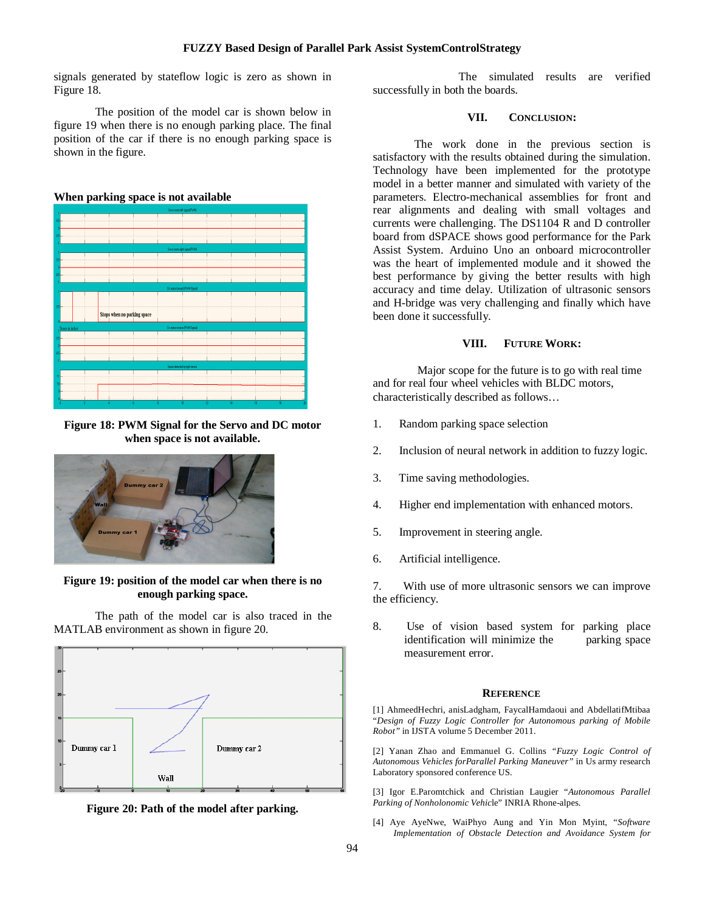signals generated by stateflow logic is zero as shown in Figure 18.

The position of the model car is shown below in figure 19 when there is no enough parking place. The final position of the car if there is no enough parking space is shown in the figure.

**When parking space is not available**

**Figure 18: PWM Signal for the Servo and DC motor when space is not available.**

**Figure 19: position of the model car when there is no enough parking space.**

The path of the model car is also traced in the MATLAB environment as shown in figure 20.

**Figure 20: Path of the model after parking.**

The simulated results are verified successfully in both the boards.

## VII. CONCLUSION:

The work done in the previous section is satisfactory with the results obtained during the simulation. Technology have been implemented for the prototype model in a better manner and simulated with variety of the parameters. Electro-mechanical assemblies for front and rear alignments and dealing with small voltages and currents were challenging. The DS1104 R and D controller board from dSPACE shows good performance for the Park Assist System. Arduino Uno an onboard microcontroller was the heart of implemented module and it showed the best performance by giving the better results with high accuracy and time delay. Utilization of ultrasonic sensors and H-bridge was very challenging and finally which have been done it successfully.

## VIII. FUTURE WORK:

Major scope for the future is to go with real time and for real four wheel vehicles with BLDC motors, characteristically described as follows…

1. Random parking space selection
2. Inclusion of neural network in addition to fuzzy logic.
3. Time saving methodologies.
4. Higher end implementation with enhanced motors.
5. Improvement in steering angle.
6. Artificial intelligence.
7. With use of more ultrasonic sensors we can improve the efficiency.
8. Use of vision based system for parking place identification will minimize the parking space measurement error.

## REFERENCE

[1] AhmeedHechri, anisLadgham, FaycalHamdaoui and AbdellatifMtibaa "*Design of Fuzzy Logic Controller for Autonomous parking of Mobile Robot*" in IJSTA volume 5 December 2011.

[2] Yanan Zhao and Emmanuel G. Collins *"Fuzzy Logic Control of Autonomous Vehicles forParallel Parking Maneuver"* in Us army research Laboratory sponsored conference US.

[3] Igor E.Paromtchick and Christian Laugier "*Autonomous Parallel Parking of Nonholonomic Vehic*le" INRIA Rhone-alpes.

[4] Aye AyeNwe, WaiPhyo Aung and Yin Mon Myint, "*Software Implementation of Obstacle Detection and Avoidance System for*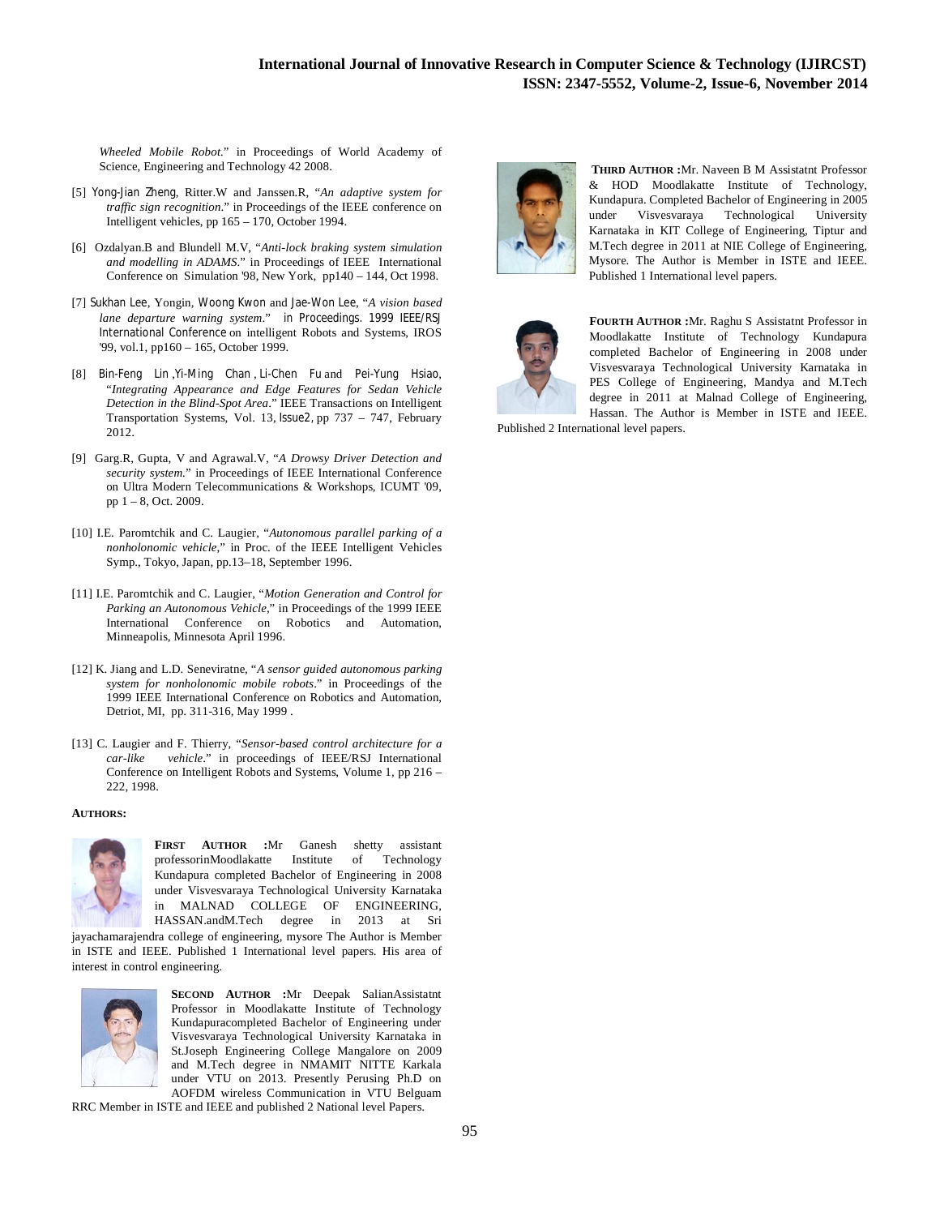*Wheeled Mobile Robot*." in Proceedings of World Academy of Science, Engineering and Technology 42 2008.

[5] Yong-Jian Zheng, Ritter.W and Janssen.R, "*An adaptive system for traffic sign recognition*." in Proceedings of the IEEE conference on Intelligent vehicles, pp 165 – 170, October 1994.

[6] Ozdalyan.B and Blundell M.V, "*Anti-lock braking system simulation and modelling in ADAMS*." in Proceedings of IEEE International Conference on Simulation '98, New York, pp140 – 144, Oct 1998.

[7] Sukhan Lee, Yongin, Woong Kwon and Jae-Won Lee, "*A vision based lane departure warning system*." in Proceedings. 1999 IEEE/RSJ International Conference on intelligent Robots and Systems, IROS '99, vol.1, pp160 – 165, October 1999.

[8] Bin-Feng Lin ,Yi-Ming Chan , Li-Chen Fu and Pei-Yung Hsiao, "*Integrating Appearance and Edge Features for Sedan Vehicle Detection in the Blind-Spot Area*." IEEE Transactions on Intelligent Transportation Systems, Vol. 13, Issue2, pp 737 – 747, February 2012.

[9] Garg.R, Gupta, V and Agrawal.V, "*A Drowsy Driver Detection and security system*." in Proceedings of IEEE International Conference on Ultra Modern Telecommunications & Workshops, ICUMT '09, pp 1 – 8, Oct. 2009.

[10] I.E. Paromtchik and C. Laugier, "*Autonomous parallel parking of a nonholonomic vehicle*," in Proc. of the IEEE Intelligent Vehicles Symp., Tokyo, Japan, pp.13–18, September 1996.

[11] I.E. Paromtchik and C. Laugier, "*Motion Generation and Control for Parking an Autonomous Vehicle*," in Proceedings of the 1999 IEEE International Conference on Robotics and Automation, Minneapolis, Minnesota April 1996.

[12] K. Jiang and L.D. Seneviratne, "*A sensor guided autonomous parking system for nonholonomic mobile robots*." in Proceedings of the 1999 IEEE International Conference on Robotics and Automation, Detriot, MI, pp. 311-316, May 1999 .

[13] C. Laugier and F. Thierry, "*Sensor-based control architecture for a car-like vehicle*." in proceedings of IEEE/RSJ International Conference on Intelligent Robots and Systems, Volume 1, pp 216 – 222, 1998.

**AUTHORS:**

**FIRST AUTHOR :**Mr Ganesh shetty assistant professorinMoodlakatte Institute of Technology Kundapura completed Bachelor of Engineering in 2008 under Visvesvaraya Technological University Karnataka in MALNAD COLLEGE OF ENGINEERING, HASSAN.andM.Tech degree in 2013 at Sri jayachamarajendra college of engineering, mysore The Author is Member in ISTE and IEEE. Published 1 International level papers. His area of interest in control engineering.

**SECOND AUTHOR :**Mr Deepak SalianAssistatnt Professor in Moodlakatte Institute of Technology Kundapuracompleted Bachelor of Engineering under Visvesvaraya Technological University Karnataka in St.Joseph Engineering College Mangalore on 2009 and M.Tech degree in NMAMIT NITTE Karkala under VTU on 2013. Presently Perusing Ph.D on AOFDM wireless Communication in VTU Belguam RRC Member in ISTE and IEEE and published 2 National level Papers.

**THIRD AUTHOR :**Mr. Naveen B M Assistatnt Professor & HOD Moodlakatte Institute of Technology, Kundapura. Completed Bachelor of Engineering in 2005 under Visvesvaraya Technological University Karnataka in KIT College of Engineering, Tiptur and M.Tech degree in 2011 at NIE College of Engineering, Mysore. The Author is Member in ISTE and IEEE. Published 1 International level papers.

**FOURTH AUTHOR :**Mr. Raghu S Assistatnt Professor in Moodlakatte Institute of Technology Kundapura completed Bachelor of Engineering in 2008 under Visvesvaraya Technological University Karnataka in PES College of Engineering, Mandya and M.Tech degree in 2011 at Malnad College of Engineering, Hassan. The Author is Member in ISTE and IEEE. Published 2 International level papers.